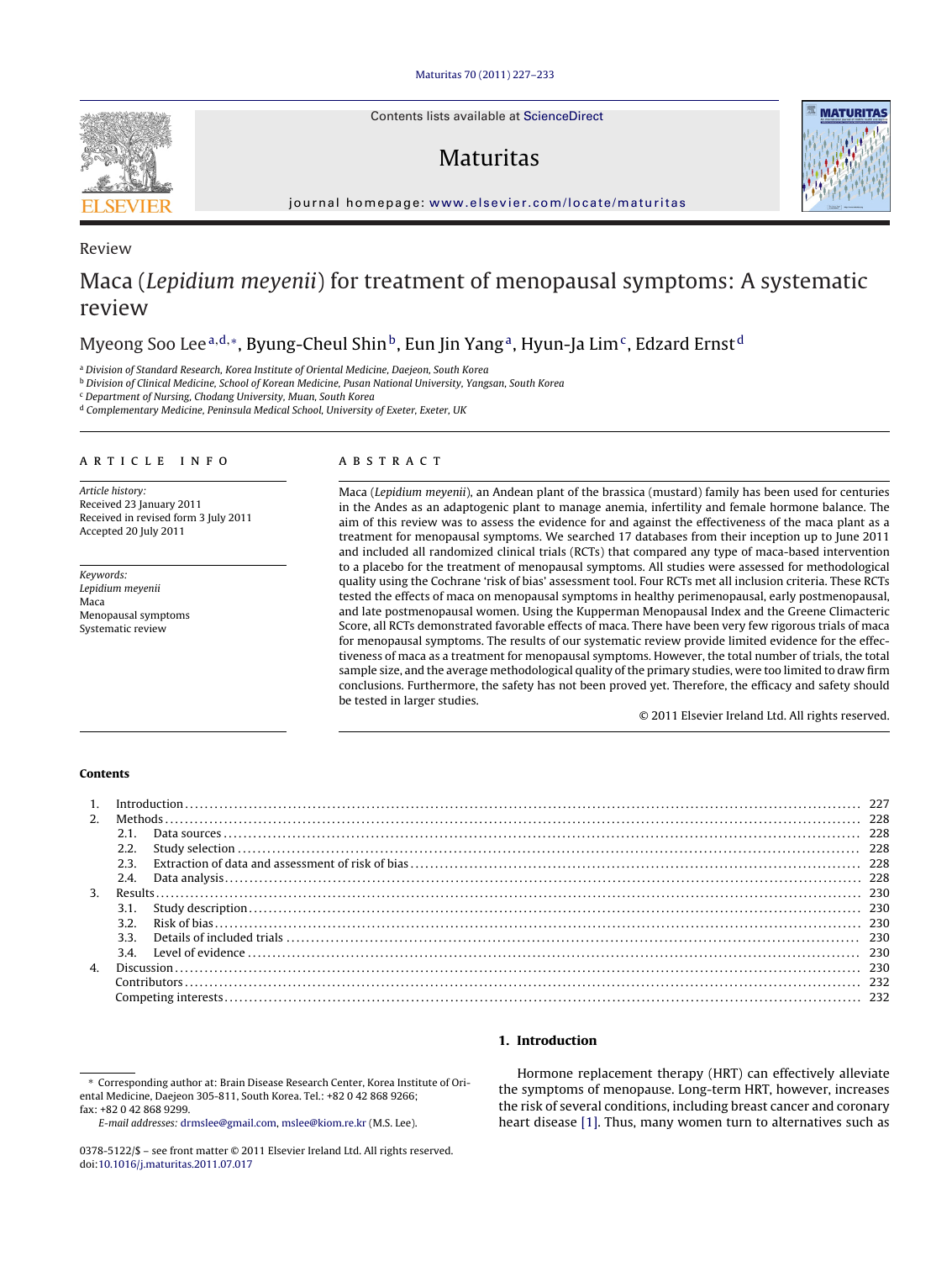Review

# Maca (*Lepidium meyenii*) for treatment of menopausal symptoms: A systematic review

Myeong Soo Lee [a,d,*], Byung-Cheul Shin [b], Eun Jin Yang [a], Hyun-Ja Lim [c], Edzard Ernst [d]

[a] Division of Standard Research, Korea Institute of Oriental Medicine, Daejeon, South Korea
[b] Division of Clinical Medicine, School of Korean Medicine, Pusan National University, Yangsan, South Korea
[c] Department of Nursing, Chodang University, Muan, South Korea
[d] Complementary Medicine, Peninsula Medical School, University of Exeter, Exeter, UK

## ARTICLE INFO

*Article history:*
Received 23 January 2011
Received in revised form 3 July 2011
Accepted 20 July 2011

*Keywords:*
Lepidium meyenii
Maca
Menopausal symptoms
Systematic review

## ABSTRACT

Maca (*Lepidium meyenii*), an Andean plant of the brassica (mustard) family has been used for centuries in the Andes as an adaptogenic plant to manage anemia, infertility and female hormone balance. The aim of this review was to assess the evidence for and against the effectiveness of the maca plant as a treatment for menopausal symptoms. We searched 17 databases from their inception up to June 2011 and included all randomized clinical trials (RCTs) that compared any type of maca-based intervention to a placebo for the treatment of menopausal symptoms. All studies were assessed for methodological quality using the Cochrane 'risk of bias' assessment tool. Four RCTs met all inclusion criteria. These RCTs tested the effects of maca on menopausal symptoms in healthy perimenopausal, early postmenopausal, and late postmenopausal women. Using the Kupperman Menopausal Index and the Greene Climacteric Score, all RCTs demonstrated favorable effects of maca. There have been very few rigorous trials of maca for menopausal symptoms. The results of our systematic review provide limited evidence for the effectiveness of maca as a treatment for menopausal symptoms. However, the total number of trials, the total sample size, and the average methodological quality of the primary studies, were too limited to draw firm conclusions. Furthermore, the safety has not been proved yet. Therefore, the efficacy and safety should be tested in larger studies.

© 2011 Elsevier Ireland Ltd. All rights reserved.

**Contents**

1. Introduction ........ 227
2. Methods ........ 228
   - 2.1. Data sources ........ 228
   - 2.2. Study selection ........ 228
   - 2.3. Extraction of data and assessment of risk of bias ........ 228
   - 2.4. Data analysis ........ 228
3. Results ........ 230
   - 3.1. Study description ........ 230
   - 3.2. Risk of bias ........ 230
   - 3.3. Details of included trials ........ 230
   - 3.4. Level of evidence ........ 230
4. Discussion ........ 230

Contributors ........ 232

Competing interests ........ 232

## 1. Introduction

Hormone replacement therapy (HRT) can effectively alleviate the symptoms of menopause. Long-term HRT, however, increases the risk of several conditions, including breast cancer and coronary heart disease [1]. Thus, many women turn to alternatives such as

* Corresponding author at: Brain Disease Research Center, Korea Institute of Oriental Medicine, Daejeon 305-811, South Korea. Tel.: +82 0 42 868 9266; fax: +82 0 42 868 9299.
*E-mail addresses:* drmslee@gmail.com, mslee@kiom.re.kr (M.S. Lee).

0378-5122/$ – see front matter © 2011 Elsevier Ireland Ltd. All rights reserved.
doi:10.1016/j.maturitas.2011.07.017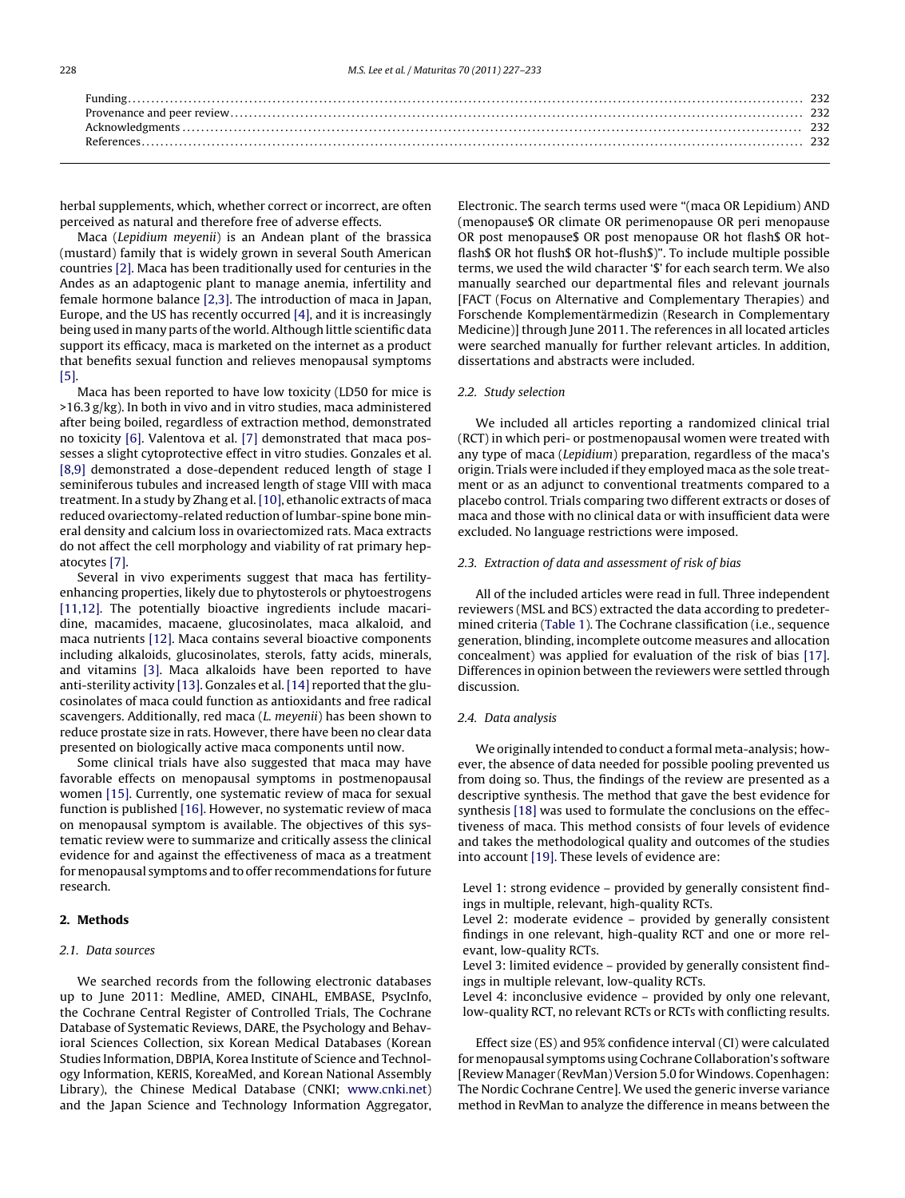Funding ... 232
Provenance and peer review ... 232
Acknowledgments ... 232
References ... 232

herbal supplements, which, whether correct or incorrect, are often perceived as natural and therefore free of adverse effects.

Maca (*Lepidium meyenii*) is an Andean plant of the brassica (mustard) family that is widely grown in several South American countries [2]. Maca has been traditionally used for centuries in the Andes as an adaptogenic plant to manage anemia, infertility and female hormone balance [2,3]. The introduction of maca in Japan, Europe, and the US has recently occurred [4], and it is increasingly being used in many parts of the world. Although little scientific data support its efficacy, maca is marketed on the internet as a product that benefits sexual function and relieves menopausal symptoms [5].

Maca has been reported to have low toxicity (LD50 for mice is >16.3 g/kg). In both in vivo and in vitro studies, maca administered after being boiled, regardless of extraction method, demonstrated no toxicity [6]. Valentova et al. [7] demonstrated that maca possesses a slight cytoprotective effect in vitro studies. Gonzales et al. [8,9] demonstrated a dose-dependent reduced length of stage I seminiferous tubules and increased length of stage VIII with maca treatment. In a study by Zhang et al. [10], ethanolic extracts of maca reduced ovariectomy-related reduction of lumbar-spine bone mineral density and calcium loss in ovariectomized rats. Maca extracts do not affect the cell morphology and viability of rat primary hepatocytes [7].

Several in vivo experiments suggest that maca has fertility-enhancing properties, likely due to phytosterols or phytoestrogens [11,12]. The potentially bioactive ingredients include macaridine, macamides, macaene, glucosinolates, maca alkaloid, and maca nutrients [12]. Maca contains several bioactive components including alkaloids, glucosinolates, sterols, fatty acids, minerals, and vitamins [3]. Maca alkaloids have been reported to have anti-sterility activity [13]. Gonzales et al. [14] reported that the glucosinolates of maca could function as antioxidants and free radical scavengers. Additionally, red maca (*L. meyenii*) has been shown to reduce prostate size in rats. However, there have been no clear data presented on biologically active maca components until now.

Some clinical trials have also suggested that maca may have favorable effects on menopausal symptoms in postmenopausal women [15]. Currently, one systematic review of maca for sexual function is published [16]. However, no systematic review of maca on menopausal symptom is available. The objectives of this systematic review were to summarize and critically assess the clinical evidence for and against the effectiveness of maca as a treatment for menopausal symptoms and to offer recommendations for future research.

## 2. Methods

### 2.1. Data sources

We searched records from the following electronic databases up to June 2011: Medline, AMED, CINAHL, EMBASE, PsycInfo, the Cochrane Central Register of Controlled Trials, The Cochrane Database of Systematic Reviews, DARE, the Psychology and Behavioral Sciences Collection, six Korean Medical Databases (Korean Studies Information, DBPIA, Korea Institute of Science and Technology Information, KERIS, KoreaMed, and Korean National Assembly Library), the Chinese Medical Database (CNKI; www.cnki.net) and the Japan Science and Technology Information Aggregator, Electronic. The search terms used were "(maca OR Lepidium) AND (menopause$ OR climate OR perimenopause OR peri menopause OR post menopause$ OR post menopause OR hot flash$ OR hot-flash$ OR hot flush$ OR hot-flush$)". To include multiple possible terms, we used the wild character '$' for each search term. We also manually searched our departmental files and relevant journals [FACT (Focus on Alternative and Complementary Therapies) and Forschende Komplementärmedizin (Research in Complementary Medicine)] through June 2011. The references in all located articles were searched manually for further relevant articles. In addition, dissertations and abstracts were included.

### 2.2. Study selection

We included all articles reporting a randomized clinical trial (RCT) in which peri- or postmenopausal women were treated with any type of maca (*Lepidium*) preparation, regardless of the maca's origin. Trials were included if they employed maca as the sole treatment or as an adjunct to conventional treatments compared to a placebo control. Trials comparing two different extracts or doses of maca and those with no clinical data or with insufficient data were excluded. No language restrictions were imposed.

### 2.3. Extraction of data and assessment of risk of bias

All of the included articles were read in full. Three independent reviewers (MSL and BCS) extracted the data according to predetermined criteria (Table 1). The Cochrane classification (i.e., sequence generation, blinding, incomplete outcome measures and allocation concealment) was applied for evaluation of the risk of bias [17]. Differences in opinion between the reviewers were settled through discussion.

### 2.4. Data analysis

We originally intended to conduct a formal meta-analysis; however, the absence of data needed for possible pooling prevented us from doing so. Thus, the findings of the review are presented as a descriptive synthesis. The method that gave the best evidence for synthesis [18] was used to formulate the conclusions on the effectiveness of maca. This method consists of four levels of evidence and takes the methodological quality and outcomes of the studies into account [19]. These levels of evidence are:

Level 1: strong evidence – provided by generally consistent findings in multiple, relevant, high-quality RCTs.
Level 2: moderate evidence – provided by generally consistent findings in one relevant, high-quality RCT and one or more relevant, low-quality RCTs.
Level 3: limited evidence – provided by generally consistent findings in multiple relevant, low-quality RCTs.
Level 4: inconclusive evidence – provided by only one relevant, low-quality RCT, no relevant RCTs or RCTs with conflicting results.

Effect size (ES) and 95% confidence interval (CI) were calculated for menopausal symptoms using Cochrane Collaboration's software [Review Manager (RevMan) Version 5.0 for Windows. Copenhagen: The Nordic Cochrane Centre]. We used the generic inverse variance method in RevMan to analyze the difference in means between the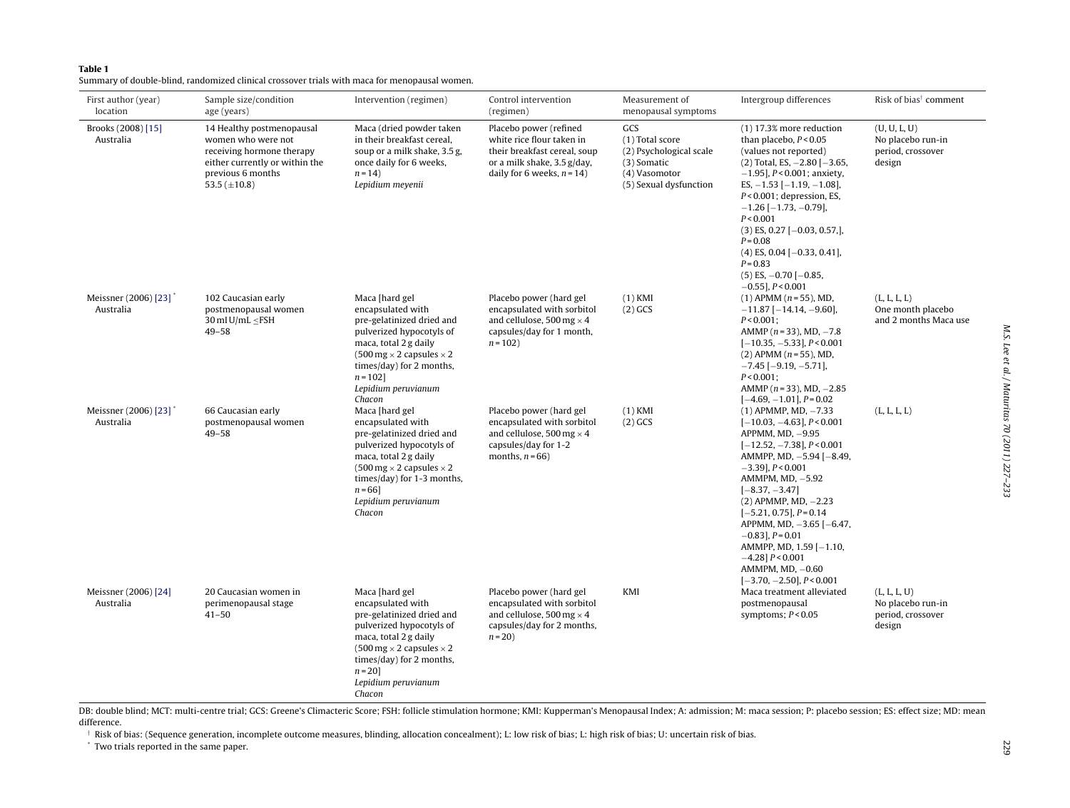**Table 1**
Summary of double-blind, randomized clinical crossover trials with maca for menopausal women.

| First author (year) location | Sample size/condition age (years) | Intervention (regimen) | Control intervention (regimen) | Measurement of menopausal symptoms | Intergroup differences | Risk of bias[†] comment |
|---|---|---|---|---|---|---|
| Brooks (2008) [15] Australia | 14 Healthy postmenopausal women who were not receiving hormone therapy either currently or within the previous 6 months 53.5 (±10.8) | Maca (dried powder taken in their breakfast cereal, soup or a milk shake, 3.5 g, once daily for 6 weeks, $n = 14$) *Lepidium meyenii* | Placebo power (refined white rice flour taken in their breakfast cereal, soup or a milk shake, 3.5 g/day, daily for 6 weeks, $n = 14$) | GCS (1) Total score (2) Psychological scale (3) Somatic (4) Vasomotor (5) Sexual dysfunction | (1) 17.3% more reduction than placebo, $P < 0.05$ (values not reported) (2) Total, ES, −2.80 [−3.65, −1.95], $P < 0.001$; anxiety, ES, −1.53 [−1.19, −1.08], $P < 0.001$; depression, ES, −1.26 [−1.73, −0.79], $P < 0.001$ (3) ES, 0.27 [−0.03, 0.57,], $P = 0.08$ (4) ES, 0.04 [−0.33, 0.41], $P = 0.83$ (5) ES, −0.70 [−0.85, −0.55], $P < 0.001$ | (U, U, L, U) No placebo run-in period, crossover design |
| Meissner (2006) [23][*] Australia | 102 Caucasian early postmenopausal women 30 ml U/mL ≤FSH 49–58 | Maca [hard gel encapsulated with pre-gelatinized dried and pulverized hypocotyls of maca, total 2 g daily (500 mg × 2 capsules × 2 times/day) for 2 months, $n = 102$] *Lepidium peruvianum Chacon* | Placebo power (hard gel encapsulated with sorbitol and cellulose, 500 mg × 4 capsules/day for 1 month, $n = 102$) | (1) KMI (2) GCS | (1) APMM ($n = 55$), MD, −11.87 [−14.14, −9.60], $P < 0.001$; AMMP ($n = 33$), MD, −7.8 [−10.35, −5.33], $P < 0.001$ (2) APMM ($n = 55$), MD, −7.45 [−9.19, −5.71], $P < 0.001$; AMMP ($n = 33$), MD, −2.85 [−4.69, −1.01], $P = 0.02$ | (L, L, L, L) One month placebo and 2 months Maca use |
| Meissner (2006) [23][*] Australia | 66 Caucasian early postmenopausal women 49–58 | Maca [hard gel encapsulated with pre-gelatinized dried and pulverized hypocotyls of maca, total 2 g daily (500 mg × 2 capsules × 2 times/day) for 1-3 months, $n = 66$] *Lepidium peruvianum Chacon* | Placebo power (hard gel encapsulated with sorbitol and cellulose, 500 mg × 4 capsules/day for 1-2 months, $n = 66$) | (1) KMI (2) GCS | (1) APMMP, MD, −7.33 [−10.03, −4.63], $P < 0.001$ APPMM, MD, −9.95 [−12.52, −7.38], $P < 0.001$ AMMPP, MD, −5.94 [−8.49, −3.39], $P < 0.001$ AMMPM, MD, −5.92 [−8.37, −3.47] (2) APMMP, MD, −2.23 [−5.21, 0.75], $P = 0.14$ APPMM, MD, −3.65 [−6.47, −0.83], $P = 0.01$ AMMPP, MD, 1.59 [−1.10, −4.28] $P < 0.001$ AMMPM, MD, −0.60 [−3.70, −2.50], $P < 0.001$ | (L, L, L, L) |
| Meissner (2006) [24] Australia | 20 Caucasian women in perimenopausal stage 41–50 | Maca [hard gel encapsulated with pre-gelatinized dried and pulverized hypocotyls of maca, total 2 g daily (500 mg × 2 capsules × 2 times/day) for 2 months, $n = 20$] *Lepidium peruvianum Chacon* | Placebo power (hard gel encapsulated with sorbitol and cellulose, 500 mg × 4 capsules/day for 2 months, $n = 20$) | KMI | Maca treatment alleviated postmenopausal symptoms; $P < 0.05$ | (L, L, L, U) No placebo run-in period, crossover design |

DB: double blind; MCT: multi-centre trial; GCS: Greene's Climacteric Score; FSH: follicle stimulation hormone; KMI: Kupperman's Menopausal Index; A: admission; M: maca session; P: placebo session; ES: effect size; MD: mean difference.

[†] Risk of bias: (Sequence generation, incomplete outcome measures, blinding, allocation concealment); L: low risk of bias; L: high risk of bias; U: uncertain risk of bias.

[*] Two trials reported in the same paper.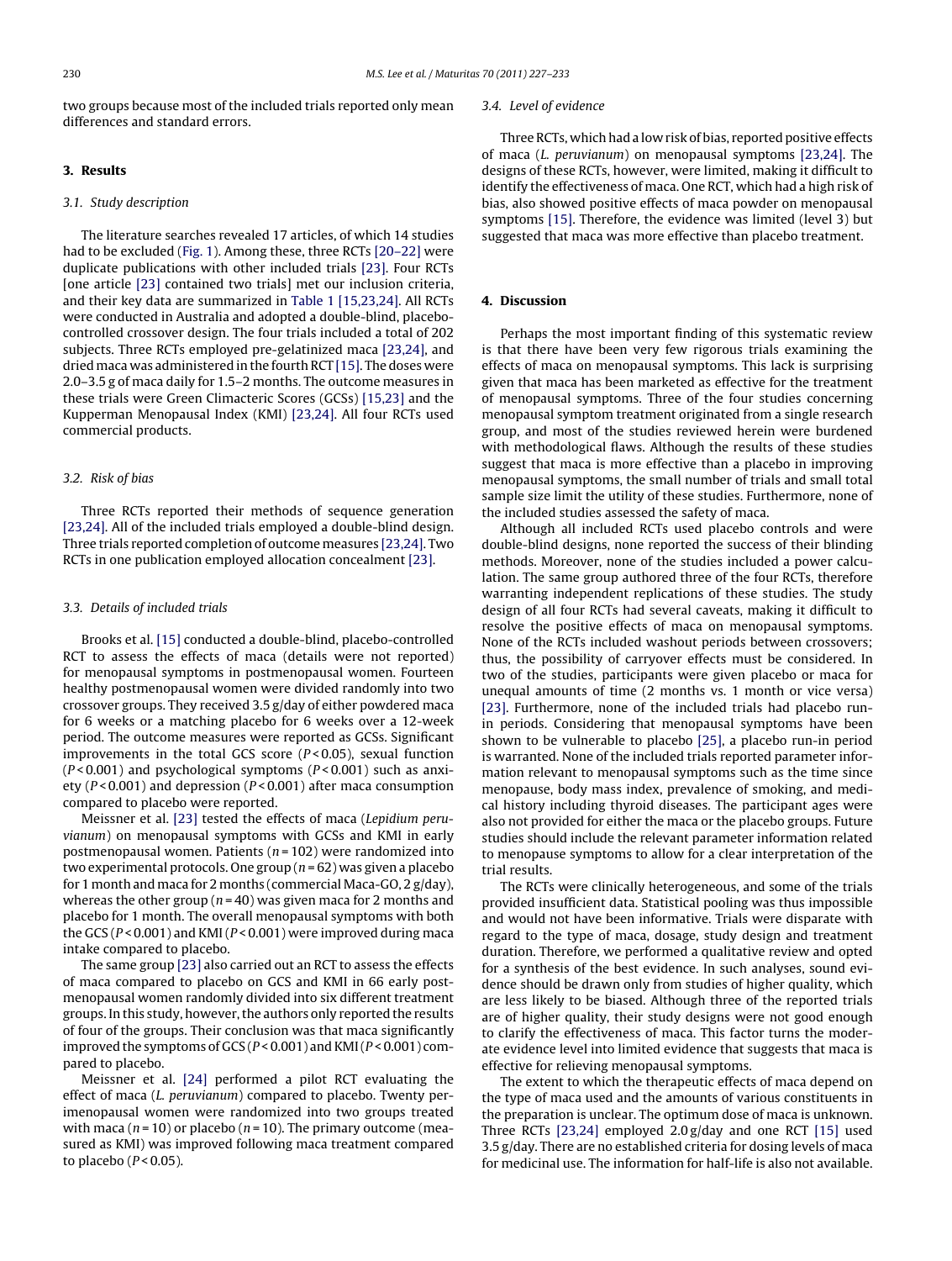two groups because most of the included trials reported only mean differences and standard errors.

## 3. Results

### 3.1. Study description

The literature searches revealed 17 articles, of which 14 studies had to be excluded (Fig. 1). Among these, three RCTs [20–22] were duplicate publications with other included trials [23]. Four RCTs [one article [23] contained two trials] met our inclusion criteria, and their key data are summarized in Table 1 [15,23,24]. All RCTs were conducted in Australia and adopted a double-blind, placebo-controlled crossover design. The four trials included a total of 202 subjects. Three RCTs employed pre-gelatinized maca [23,24], and dried maca was administered in the fourth RCT [15]. The doses were 2.0–3.5 g of maca daily for 1.5–2 months. The outcome measures in these trials were Green Climacteric Scores (GCSs) [15,23] and the Kupperman Menopausal Index (KMI) [23,24]. All four RCTs used commercial products.

### 3.2. Risk of bias

Three RCTs reported their methods of sequence generation [23,24]. All of the included trials employed a double-blind design. Three trials reported completion of outcome measures [23,24]. Two RCTs in one publication employed allocation concealment [23].

### 3.3. Details of included trials

Brooks et al. [15] conducted a double-blind, placebo-controlled RCT to assess the effects of maca (details were not reported) for menopausal symptoms in postmenopausal women. Fourteen healthy postmenopausal women were divided randomly into two crossover groups. They received 3.5 g/day of either powdered maca for 6 weeks or a matching placebo for 6 weeks over a 12-week period. The outcome measures were reported as GCSs. Significant improvements in the total GCS score ($P < 0.05$), sexual function ($P < 0.001$) and psychological symptoms ($P < 0.001$) such as anxiety ($P < 0.001$) and depression ($P < 0.001$) after maca consumption compared to placebo were reported.

Meissner et al. [23] tested the effects of maca (*Lepidium peruvianum*) on menopausal symptoms with GCSs and KMI in early postmenopausal women. Patients ($n = 102$) were randomized into two experimental protocols. One group ($n = 62$) was given a placebo for 1 month and maca for 2 months (commercial Maca-GO, 2 g/day), whereas the other group ($n = 40$) was given maca for 2 months and placebo for 1 month. The overall menopausal symptoms with both the GCS ($P < 0.001$) and KMI ($P < 0.001$) were improved during maca intake compared to placebo.

The same group [23] also carried out an RCT to assess the effects of maca compared to placebo on GCS and KMI in 66 early postmenopausal women randomly divided into six different treatment groups. In this study, however, the authors only reported the results of four of the groups. Their conclusion was that maca significantly improved the symptoms of GCS ($P < 0.001$) and KMI ($P < 0.001$) compared to placebo.

Meissner et al. [24] performed a pilot RCT evaluating the effect of maca (*L. peruvianum*) compared to placebo. Twenty perimenopausal women were randomized into two groups treated with maca ($n = 10$) or placebo ($n = 10$). The primary outcome (measured as KMI) was improved following maca treatment compared to placebo ($P < 0.05$).

### 3.4. Level of evidence

Three RCTs, which had a low risk of bias, reported positive effects of maca (*L. peruvianum*) on menopausal symptoms [23,24]. The designs of these RCTs, however, were limited, making it difficult to identify the effectiveness of maca. One RCT, which had a high risk of bias, also showed positive effects of maca powder on menopausal symptoms [15]. Therefore, the evidence was limited (level 3) but suggested that maca was more effective than placebo treatment.

## 4. Discussion

Perhaps the most important finding of this systematic review is that there have been very few rigorous trials examining the effects of maca on menopausal symptoms. This lack is surprising given that maca has been marketed as effective for the treatment of menopausal symptoms. Three of the four studies concerning menopausal symptom treatment originated from a single research group, and most of the studies reviewed herein were burdened with methodological flaws. Although the results of these studies suggest that maca is more effective than a placebo in improving menopausal symptoms, the small number of trials and small total sample size limit the utility of these studies. Furthermore, none of the included studies assessed the safety of maca.

Although all included RCTs used placebo controls and were double-blind designs, none reported the success of their blinding methods. Moreover, none of the studies included a power calculation. The same group authored three of the four RCTs, therefore warranting independent replications of these studies. The study design of all four RCTs had several caveats, making it difficult to resolve the positive effects of maca on menopausal symptoms. None of the RCTs included washout periods between crossovers; thus, the possibility of carryover effects must be considered. In two of the studies, participants were given placebo or maca for unequal amounts of time (2 months vs. 1 month or vice versa) [23]. Furthermore, none of the included trials had placebo run-in periods. Considering that menopausal symptoms have been shown to be vulnerable to placebo [25], a placebo run-in period is warranted. None of the included trials reported parameter information relevant to menopausal symptoms such as the time since menopause, body mass index, prevalence of smoking, and medical history including thyroid diseases. The participant ages were also not provided for either the maca or the placebo groups. Future studies should include the relevant parameter information related to menopause symptoms to allow for a clear interpretation of the trial results.

The RCTs were clinically heterogeneous, and some of the trials provided insufficient data. Statistical pooling was thus impossible and would not have been informative. Trials were disparate with regard to the type of maca, dosage, study design and treatment duration. Therefore, we performed a qualitative review and opted for a synthesis of the best evidence. In such analyses, sound evidence should be drawn only from studies of higher quality, which are less likely to be biased. Although three of the reported trials are of higher quality, their study designs were not good enough to clarify the effectiveness of maca. This factor turns the moderate evidence level into limited evidence that suggests that maca is effective for relieving menopausal symptoms.

The extent to which the therapeutic effects of maca depend on the type of maca used and the amounts of various constituents in the preparation is unclear. The optimum dose of maca is unknown. Three RCTs [23,24] employed 2.0 g/day and one RCT [15] used 3.5 g/day. There are no established criteria for dosing levels of maca for medicinal use. The information for half-life is also not available.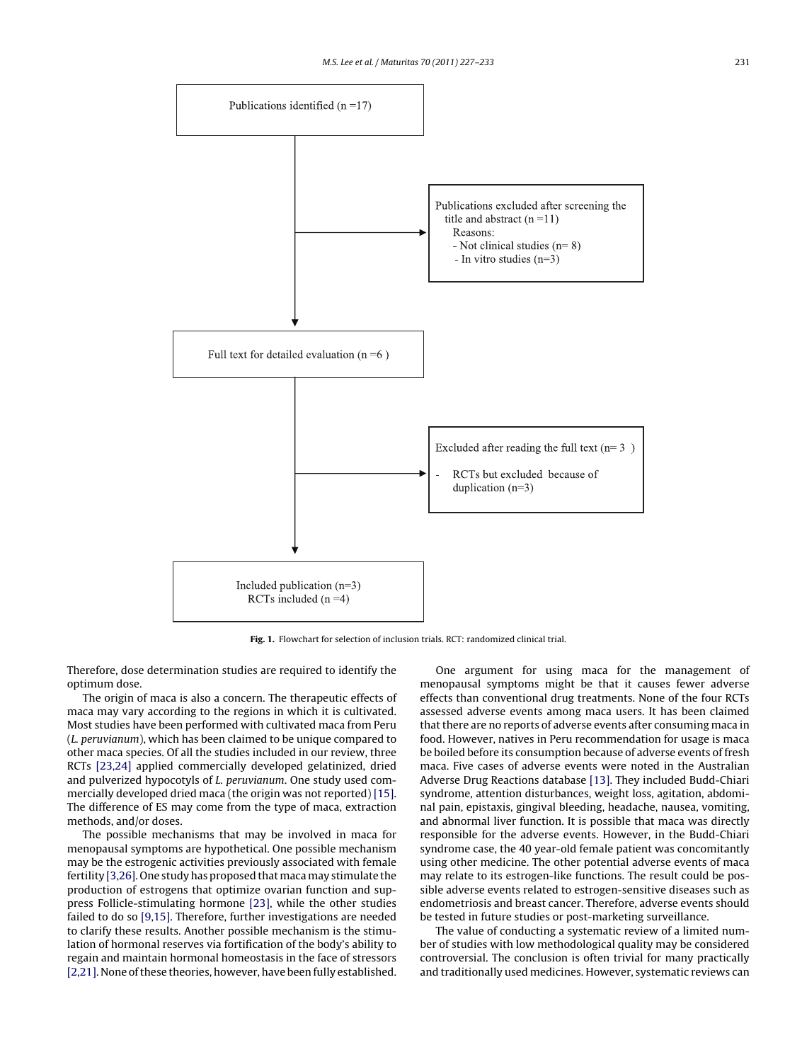Publications identified (n =17)

Publications excluded after screening the title and abstract (n =11)
Reasons:
- Not clinical studies (n= 8)
- In vitro studies (n=3)

Full text for detailed evaluation (n =6 )

Excluded after reading the full text (n= 3 )
- RCTs but excluded because of duplication (n=3)

Included publication (n=3)
RCTs included (n =4)

**Fig. 1.** Flowchart for selection of inclusion trials. RCT: randomized clinical trial.

Therefore, dose determination studies are required to identify the optimum dose.

The origin of maca is also a concern. The therapeutic effects of maca may vary according to the regions in which it is cultivated. Most studies have been performed with cultivated maca from Peru (*L. peruvianum*), which has been claimed to be unique compared to other maca species. Of all the studies included in our review, three RCTs [23,24] applied commercially developed gelatinized, dried and pulverized hypocotyls of *L. peruvianum*. One study used commercially developed dried maca (the origin was not reported) [15]. The difference of ES may come from the type of maca, extraction methods, and/or doses.

The possible mechanisms that may be involved in maca for menopausal symptoms are hypothetical. One possible mechanism may be the estrogenic activities previously associated with female fertility [3,26]. One study has proposed that maca may stimulate the production of estrogens that optimize ovarian function and suppress Follicle-stimulating hormone [23], while the other studies failed to do so [9,15]. Therefore, further investigations are needed to clarify these results. Another possible mechanism is the stimulation of hormonal reserves via fortification of the body's ability to regain and maintain hormonal homeostasis in the face of stressors [2,21]. None of these theories, however, have been fully established.

One argument for using maca for the management of menopausal symptoms might be that it causes fewer adverse effects than conventional drug treatments. None of the four RCTs assessed adverse events among maca users. It has been claimed that there are no reports of adverse events after consuming maca in food. However, natives in Peru recommendation for usage is maca be boiled before its consumption because of adverse events of fresh maca. Five cases of adverse events were noted in the Australian Adverse Drug Reactions database [13]. They included Budd-Chiari syndrome, attention disturbances, weight loss, agitation, abdominal pain, epistaxis, gingival bleeding, headache, nausea, vomiting, and abnormal liver function. It is possible that maca was directly responsible for the adverse events. However, in the Budd-Chiari syndrome case, the 40 year-old female patient was concomitantly using other medicine. The other potential adverse events of maca may relate to its estrogen-like functions. The result could be possible adverse events related to estrogen-sensitive diseases such as endometriosis and breast cancer. Therefore, adverse events should be tested in future studies or post-marketing surveillance.

The value of conducting a systematic review of a limited number of studies with low methodological quality may be considered controversial. The conclusion is often trivial for many practically and traditionally used medicines. However, systematic reviews can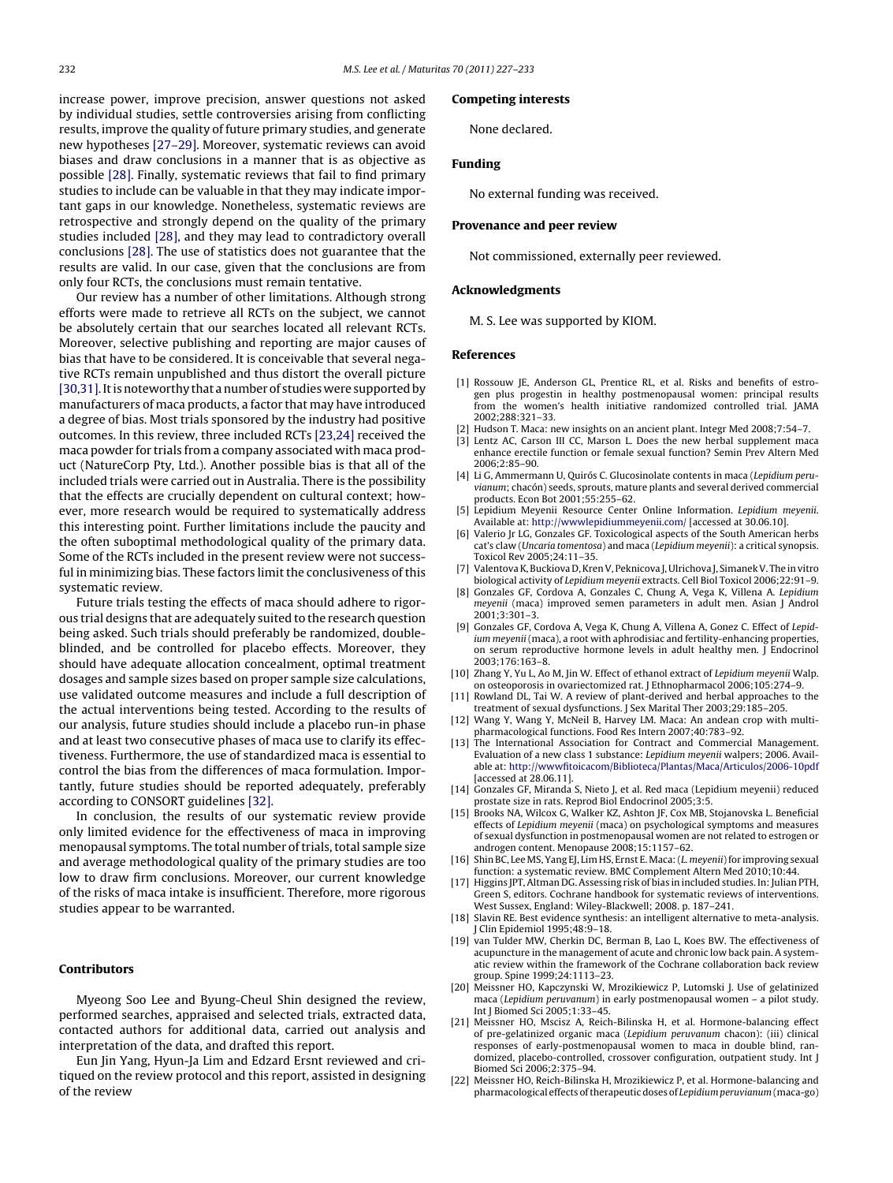increase power, improve precision, answer questions not asked by individual studies, settle controversies arising from conflicting results, improve the quality of future primary studies, and generate new hypotheses [27–29]. Moreover, systematic reviews can avoid biases and draw conclusions in a manner that is as objective as possible [28]. Finally, systematic reviews that fail to find primary studies to include can be valuable in that they may indicate important gaps in our knowledge. Nonetheless, systematic reviews are retrospective and strongly depend on the quality of the primary studies included [28], and they may lead to contradictory overall conclusions [28]. The use of statistics does not guarantee that the results are valid. In our case, given that the conclusions are from only four RCTs, the conclusions must remain tentative.

Our review has a number of other limitations. Although strong efforts were made to retrieve all RCTs on the subject, we cannot be absolutely certain that our searches located all relevant RCTs. Moreover, selective publishing and reporting are major causes of bias that have to be considered. It is conceivable that several negative RCTs remain unpublished and thus distort the overall picture [30,31]. It is noteworthy that a number of studies were supported by manufacturers of maca products, a factor that may have introduced a degree of bias. Most trials sponsored by the industry had positive outcomes. In this review, three included RCTs [23,24] received the maca powder for trials from a company associated with maca product (NatureCorp Pty, Ltd.). Another possible bias is that all of the included trials were carried out in Australia. There is the possibility that the effects are crucially dependent on cultural context; however, more research would be required to systematically address this interesting point. Further limitations include the paucity and the often suboptimal methodological quality of the primary data. Some of the RCTs included in the present review were not successful in minimizing bias. These factors limit the conclusiveness of this systematic review.

Future trials testing the effects of maca should adhere to rigorous trial designs that are adequately suited to the research question being asked. Such trials should preferably be randomized, double-blinded, and be controlled for placebo effects. Moreover, they should have adequate allocation concealment, optimal treatment dosages and sample sizes based on proper sample size calculations, use validated outcome measures and include a full description of the actual interventions being tested. According to the results of our analysis, future studies should include a placebo run-in phase and at least two consecutive phases of maca use to clarify its effectiveness. Furthermore, the use of standardized maca is essential to control the bias from the differences of maca formulation. Importantly, future studies should be reported adequately, preferably according to CONSORT guidelines [32].

In conclusion, the results of our systematic review provide only limited evidence for the effectiveness of maca in improving menopausal symptoms. The total number of trials, total sample size and average methodological quality of the primary studies are too low to draw firm conclusions. Moreover, our current knowledge of the risks of maca intake is insufficient. Therefore, more rigorous studies appear to be warranted.

## Contributors

Myeong Soo Lee and Byung-Cheul Shin designed the review, performed searches, appraised and selected trials, extracted data, contacted authors for additional data, carried out analysis and interpretation of the data, and drafted this report.

Eun Jin Yang, Hyun-Ja Lim and Edzard Ersnt reviewed and critiqued on the review protocol and this report, assisted in designing of the review

## Competing interests

None declared.

## Funding

No external funding was received.

## Provenance and peer review

Not commissioned, externally peer reviewed.

## Acknowledgments

M. S. Lee was supported by KIOM.

## References

[1] Rossouw JE, Anderson GL, Prentice RL, et al. Risks and benefits of estrogen plus progestin in healthy postmenopausal women: principal results from the women's health initiative randomized controlled trial. JAMA 2002;288:321–33.

[2] Hudson T. Maca: new insights on an ancient plant. Integr Med 2008;7:54–7.

[3] Lentz AC, Carson III CC, Marson L. Does the new herbal supplement maca enhance erectile function or female sexual function? Semin Prev Altern Med 2006;2:85–90.

[4] Li G, Ammermann U, Quirós C. Glucosinolate contents in maca (*Lepidium peruvianum*; chacón) seeds, sprouts, mature plants and several derived commercial products. Econ Bot 2001;55:255–62.

[5] Lepidium Meyenii Resource Center Online Information. *Lepidium meyenii*. Available at: http://wwwlepidiummeyenii.com/ [accessed at 30.06.10].

[6] Valerio Jr LG, Gonzales GF. Toxicological aspects of the South American herbs cat's claw (*Uncaria tomentosa*) and maca (*Lepidium meyenii*): a critical synopsis. Toxicol Rev 2005;24:11–35.

[7] Valentova K, Buckiova D, Kren V, Peknicova J, Ulrichova J, Simanek V. The in vitro biological activity of *Lepidium meyenii* extracts. Cell Biol Toxicol 2006;22:91–9.

[8] Gonzales GF, Cordova A, Gonzales C, Chung A, Vega K, Villena A. *Lepidium meyenii* (maca) improved semen parameters in adult men. Asian J Androl 2001;3:301–3.

[9] Gonzales GF, Cordova A, Vega K, Chung A, Villena A, Gonez C. Effect of *Lepidium meyenii* (maca), a root with aphrodisiac and fertility-enhancing properties, on serum reproductive hormone levels in adult healthy men. J Endocrinol 2003;176:163–8.

[10] Zhang Y, Yu L, Ao M, Jin W. Effect of ethanol extract of *Lepidium meyenii* Walp. on osteoporosis in ovariectomized rat. J Ethnopharmacol 2006;105:274–9.

[11] Rowland DL, Tai W. A review of plant-derived and herbal approaches to the treatment of sexual dysfunctions. J Sex Marital Ther 2003;29:185–205.

[12] Wang Y, Wang Y, McNeil B, Harvey LM. Maca: An andean crop with multi-pharmacological functions. Food Res Intern 2007;40:783–92.

[13] The International Association for Contract and Commercial Management. Evaluation of a new class 1 substance: *Lepidium meyenii* walpers; 2006. Available at: http://wwwfitoicacom/Biblioteca/Plantas/Maca/Articulos/2006-10pdf [accessed at 28.06.11].

[14] Gonzales GF, Miranda S, Nieto J, et al. Red maca (Lepidium meyenii) reduced prostate size in rats. Reprod Biol Endocrinol 2005;3:5.

[15] Brooks NA, Wilcox G, Walker KZ, Ashton JF, Cox MB, Stojanovska L. Beneficial effects of *Lepidium meyenii* (maca) on psychological symptoms and measures of sexual dysfunction in postmenopausal women are not related to estrogen or androgen content. Menopause 2008;15:1157–62.

[16] Shin BC, Lee MS, Yang EJ, Lim HS, Ernst E. Maca: (*L. meyenii*) for improving sexual function: a systematic review. BMC Complement Altern Med 2010;10:44.

[17] Higgins JPT, Altman DG. Assessing risk of bias in included studies. In: Julian PTH, Green S, editors. Cochrane handbook for systematic reviews of interventions. West Sussex, England: Wiley-Blackwell; 2008. p. 187–241.

[18] Slavin RE. Best evidence synthesis: an intelligent alternative to meta-analysis. J Clin Epidemiol 1995;48:9–18.

[19] van Tulder MW, Cherkin DC, Berman B, Lao L, Koes BW. The effectiveness of acupuncture in the management of acute and chronic low back pain. A systematic review within the framework of the Cochrane collaboration back review group. Spine 1999;24:1113–23.

[20] Meissner HO, Kapczynski W, Mrozikiewicz P, Lutomski J. Use of gelatinized maca (*Lepidium peruvanum*) in early postmenopausal women – a pilot study. Int J Biomed Sci 2005;1:33–45.

[21] Meissner HO, Mscisz A, Reich-Bilinska H, et al. Hormone-balancing effect of pre-gelatinized organic maca (*Lepidium peruvanum* chacon): (iii) clinical responses of early-postmenopausal women to maca in double blind, randomized, placebo-controlled, crossover configuration, outpatient study. Int J Biomed Sci 2006;2:375–94.

[22] Meissner HO, Reich-Bilinska H, Mrozikiewicz P, et al. Hormone-balancing and pharmacological effects of therapeutic doses of *Lepidium peruvianum* (maca-go)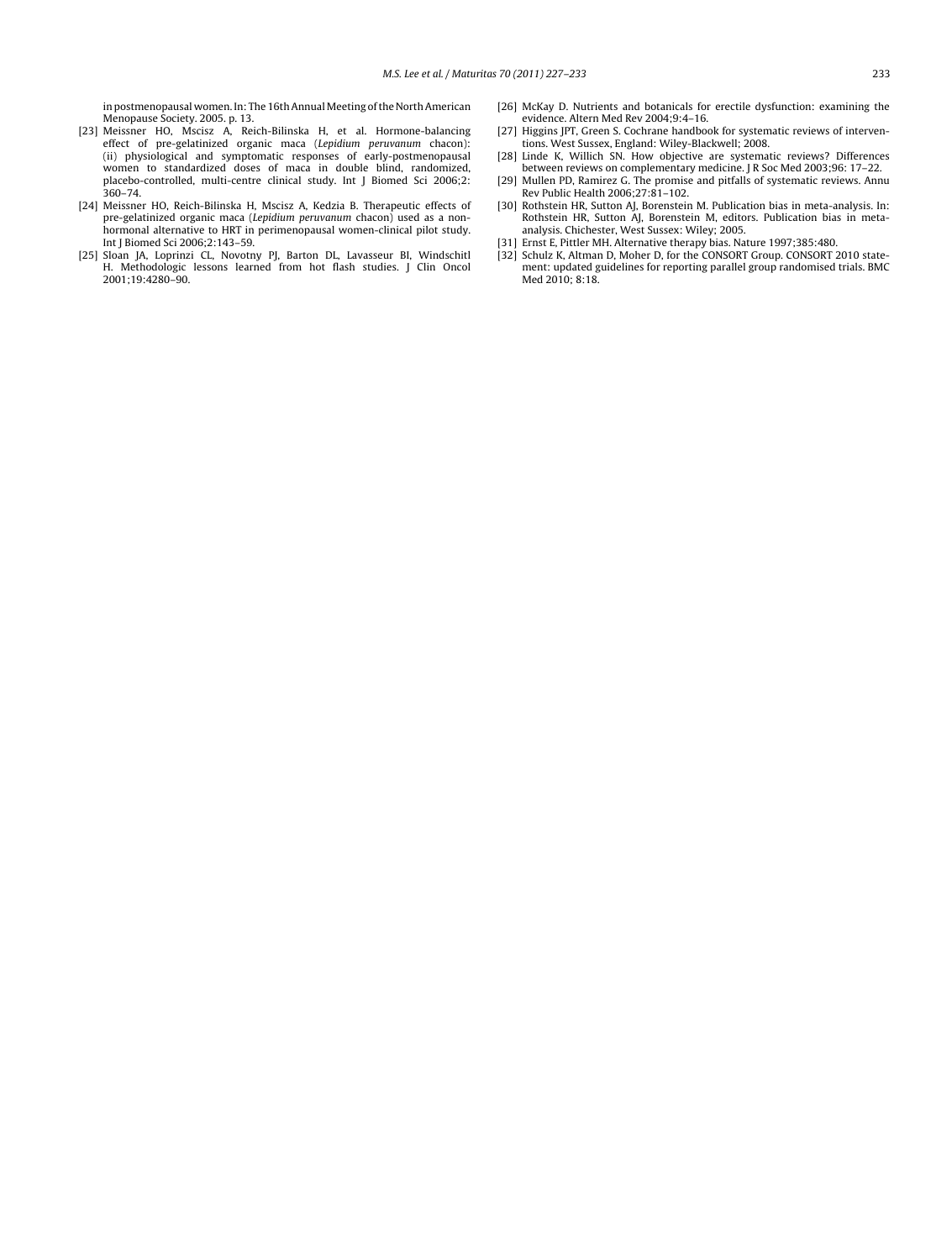in postmenopausal women. In: The 16th Annual Meeting of the North American Menopause Society. 2005. p. 13.

[23] Meissner HO, Mscisz A, Reich-Bilinska H, et al. Hormone-balancing effect of pre-gelatinized organic maca (*Lepidium peruvanum* chacon): (ii) physiological and symptomatic responses of early-postmenopausal women to standardized doses of maca in double blind, randomized, placebo-controlled, multi-centre clinical study. Int J Biomed Sci 2006;2: 360–74.

[24] Meissner HO, Reich-Bilinska H, Mscisz A, Kedzia B. Therapeutic effects of pre-gelatinized organic maca (*Lepidium peruvanum* chacon) used as a non-hormonal alternative to HRT in perimenopausal women-clinical pilot study. Int J Biomed Sci 2006;2:143–59.

[25] Sloan JA, Loprinzi CL, Novotny PJ, Barton DL, Lavasseur BI, Windschitl H. Methodologic lessons learned from hot flash studies. J Clin Oncol 2001;19:4280–90.

[26] McKay D. Nutrients and botanicals for erectile dysfunction: examining the evidence. Altern Med Rev 2004;9:4–16.

[27] Higgins JPT, Green S. Cochrane handbook for systematic reviews of interventions. West Sussex, England: Wiley-Blackwell; 2008.

[28] Linde K, Willich SN. How objective are systematic reviews? Differences between reviews on complementary medicine. J R Soc Med 2003;96: 17–22.

[29] Mullen PD, Ramirez G. The promise and pitfalls of systematic reviews. Annu Rev Public Health 2006;27:81–102.

[30] Rothstein HR, Sutton AJ, Borenstein M. Publication bias in meta-analysis. In: Rothstein HR, Sutton AJ, Borenstein M, editors. Publication bias in meta-analysis. Chichester, West Sussex: Wiley; 2005.

[31] Ernst E, Pittler MH. Alternative therapy bias. Nature 1997;385:480.

[32] Schulz K, Altman D, Moher D, for the CONSORT Group. CONSORT 2010 statement: updated guidelines for reporting parallel group randomised trials. BMC Med 2010; 8:18.